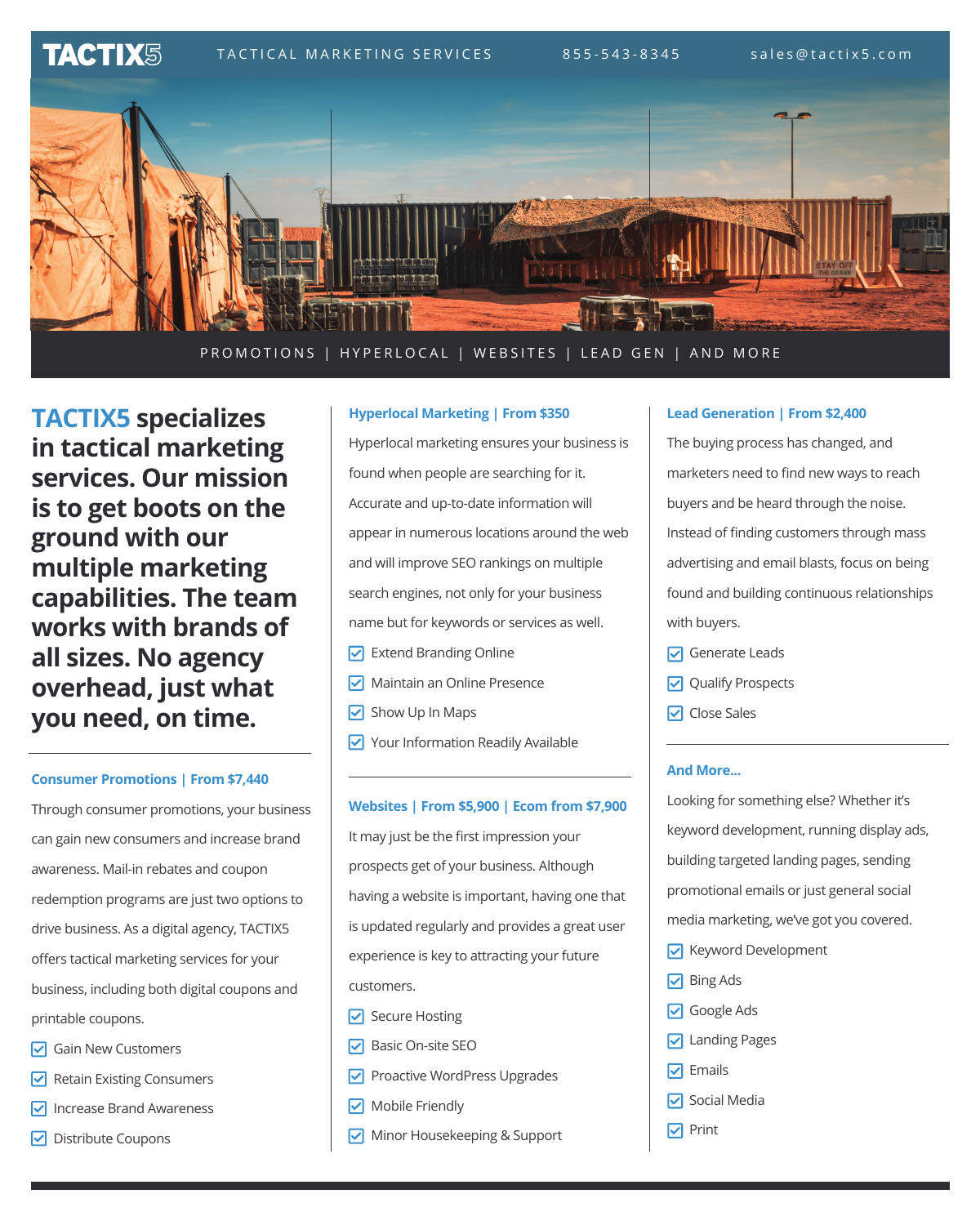**TACTIX5** TACTICAL MARKETING SERVICES 855-543-8345 sales@tactix5.com

PROMOTIONS | HYPERLOCAL | WEBSITES | LEAD GEN | AND MORE

## TACTIX5 specializes in tactical marketing services. Our mission is to get boots on the ground with our multiple marketing capabilities. The team works with brands of all sizes. No agency overhead, just what you need, on time.

### Consumer Promotions | From $7,440

Through consumer promotions, your business can gain new consumers and increase brand awareness. Mail-in rebates and coupon redemption programs are just two options to drive business. As a digital agency, TACTIX5 offers tactical marketing services for your business, including both digital coupons and printable coupons.

- [x] Gain New Customers
- [x] Retain Existing Consumers
- [x] Increase Brand Awareness
- [x] Distribute Coupons

### Hyperlocal Marketing | From $350

Hyperlocal marketing ensures your business is found when people are searching for it. Accurate and up-to-date information will appear in numerous locations around the web and will improve SEO rankings on multiple search engines, not only for your business name but for keywords or services as well.

- [x] Extend Branding Online
- [x] Maintain an Online Presence
- [x] Show Up In Maps
- [x] Your Information Readily Available

### Websites | From $5,900 | Ecom from $7,900

It may just be the first impression your prospects get of your business. Although having a website is important, having one that is updated regularly and provides a great user experience is key to attracting your future customers.

- [x] Secure Hosting
- [x] Basic On-site SEO
- [x] Proactive WordPress Upgrades
- [x] Mobile Friendly
- [x] Minor Housekeeping & Support

### Lead Generation | From $2,400

The buying process has changed, and marketers need to find new ways to reach buyers and be heard through the noise. Instead of finding customers through mass advertising and email blasts, focus on being found and building continuous relationships with buyers.

- [x] Generate Leads
- [x] Qualify Prospects
- [x] Close Sales

### And More...

Looking for something else? Whether it's keyword development, running display ads, building targeted landing pages, sending promotional emails or just general social media marketing, we've got you covered.

- [x] Keyword Development
- [x] Bing Ads
- [x] Google Ads
- [x] Landing Pages
- [x] Emails
- [x] Social Media
- [x] Print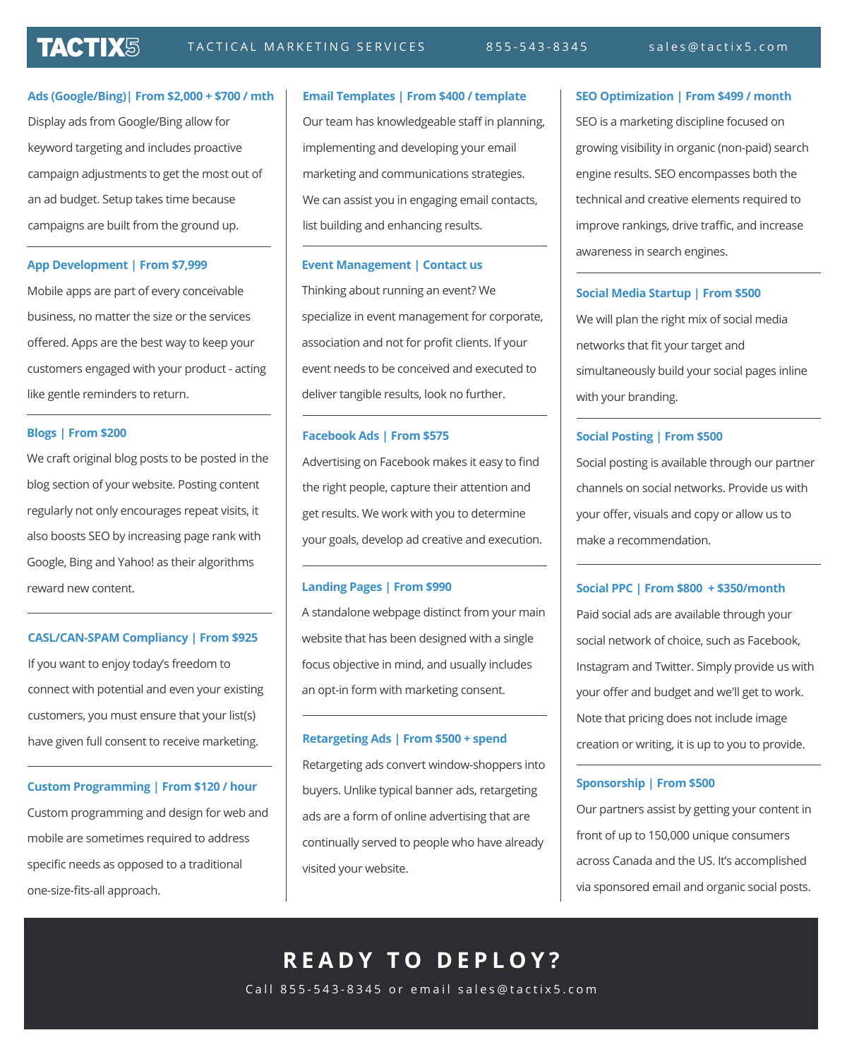**TACTIX5** TACTICAL MARKETING SERVICES 855-543-8345 sales@tactix5.com

### Ads (Google/Bing)| From $2,000 + $700 / mth

Display ads from Google/Bing allow for keyword targeting and includes proactive campaign adjustments to get the most out of an ad budget. Setup takes time because campaigns are built from the ground up.

### App Development | From $7,999

Mobile apps are part of every conceivable business, no matter the size or the services offered. Apps are the best way to keep your customers engaged with your product - acting like gentle reminders to return.

### Blogs | From $200

We craft original blog posts to be posted in the blog section of your website. Posting content regularly not only encourages repeat visits, it also boosts SEO by increasing page rank with Google, Bing and Yahoo! as their algorithms reward new content.

### CASL/CAN-SPAM Compliancy | From $925

If you want to enjoy today's freedom to connect with potential and even your existing customers, you must ensure that your list(s) have given full consent to receive marketing.

### Custom Programming | From $120 / hour

Custom programming and design for web and mobile are sometimes required to address specific needs as opposed to a traditional one-size-fits-all approach.

### Email Templates | From $400 / template

Our team has knowledgeable staff in planning, implementing and developing your email marketing and communications strategies. We can assist you in engaging email contacts, list building and enhancing results.

### Event Management | Contact us

Thinking about running an event? We specialize in event management for corporate, association and not for profit clients. If your event needs to be conceived and executed to deliver tangible results, look no further.

### Facebook Ads | From $575

Advertising on Facebook makes it easy to find the right people, capture their attention and get results. We work with you to determine your goals, develop ad creative and execution.

### Landing Pages | From $990

A standalone webpage distinct from your main website that has been designed with a single focus objective in mind, and usually includes an opt-in form with marketing consent.

### Retargeting Ads | From $500 + spend

Retargeting ads convert window-shoppers into buyers. Unlike typical banner ads, retargeting ads are a form of online advertising that are continually served to people who have already visited your website.

### SEO Optimization | From $499 / month

SEO is a marketing discipline focused on growing visibility in organic (non-paid) search engine results. SEO encompasses both the technical and creative elements required to improve rankings, drive traffic, and increase awareness in search engines.

### Social Media Startup | From $500

We will plan the right mix of social media networks that fit your target and simultaneously build your social pages inline with your branding.

### Social Posting | From $500

Social posting is available through our partner channels on social networks. Provide us with your offer, visuals and copy or allow us to make a recommendation.

### Social PPC | From $800 + $350/month

Paid social ads are available through your social network of choice, such as Facebook, Instagram and Twitter. Simply provide us with your offer and budget and we'll get to work. Note that pricing does not include image creation or writing, it is up to you to provide.

### Sponsorship | From $500

Our partners assist by getting your content in front of up to 150,000 unique consumers across Canada and the US. It's accomplished via sponsored email and organic social posts.

## READY TO DEPLOY?

Call 855-543-8345 or email sales@tactix5.com